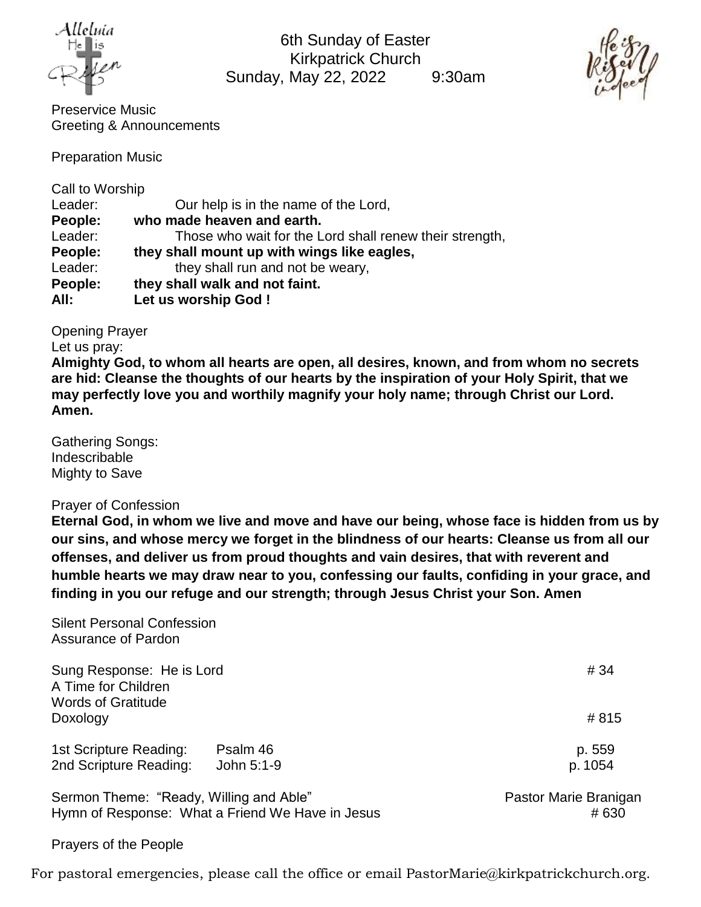# 6th Sunday of Easter
## Kirkpatrick Church
### Sunday, May 22, 2022 9:30am

Preservice Music
Greeting & Announcements

Preparation Music

Call to Worship

| | |
|---|---|
| Leader: | Our help is in the name of the Lord, |
| **People:** | **who made heaven and earth.** |
| Leader: | Those who wait for the Lord shall renew their strength, |
| **People:** | **they shall mount up with wings like eagles,** |
| Leader: | they shall run and not be weary, |
| **People:** | **they shall walk and not faint.** |
| **All:** | **Let us worship God !** |

Opening Prayer
Let us pray:
**Almighty God, to whom all hearts are open, all desires, known, and from whom no secrets are hid: Cleanse the thoughts of our hearts by the inspiration of your Holy Spirit, that we may perfectly love you and worthily magnify your holy name; through Christ our Lord. Amen.**

Gathering Songs:
Indescribable
Mighty to Save

Prayer of Confession
**Eternal God, in whom we live and move and have our being, whose face is hidden from us by our sins, and whose mercy we forget in the blindness of our hearts: Cleanse us from all our offenses, and deliver us from proud thoughts and vain desires, that with reverent and humble hearts we may draw near to you, confessing our faults, confiding in your grace, and finding in you our refuge and our strength; through Jesus Christ your Son. Amen**

Silent Personal Confession
Assurance of Pardon

| | | |
|---|---|---|
| Sung Response: He is Lord | | # 34 |
| A Time for Children | | |
| Words of Gratitude | | |
| Doxology | | # 815 |
| 1st Scripture Reading: | Psalm 46 | p. 559 |
| 2nd Scripture Reading: | John 5:1-9 | p. 1054 |
| Sermon Theme: "Ready, Willing and Able" | | Pastor Marie Branigan |
| Hymn of Response: What a Friend We Have in Jesus | | # 630 |

Prayers of the People

For pastoral emergencies, please call the office or email PastorMarie@kirkpatrickchurch.org.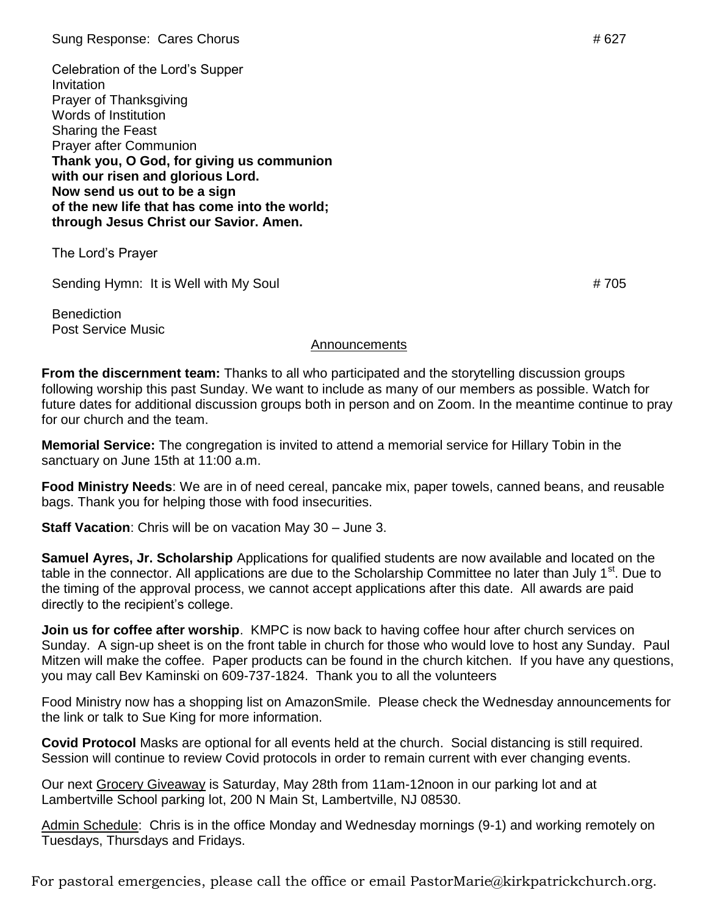Sung Response: Cares Chorus # 627

Celebration of the Lord's Supper
Invitation
Prayer of Thanksgiving
Words of Institution
Sharing the Feast
Prayer after Communion
**Thank you, O God, for giving us communion**
**with our risen and glorious Lord.**
**Now send us out to be a sign**
**of the new life that has come into the world;**
**through Jesus Christ our Savior. Amen.**

The Lord's Prayer

Sending Hymn: It is Well with My Soul # 705

Benediction
Post Service Music

## Announcements

**From the discernment team:** Thanks to all who participated and the storytelling discussion groups following worship this past Sunday. We want to include as many of our members as possible. Watch for future dates for additional discussion groups both in person and on Zoom. In the meantime continue to pray for our church and the team.

**Memorial Service:** The congregation is invited to attend a memorial service for Hillary Tobin in the sanctuary on June 15th at 11:00 a.m.

**Food Ministry Needs**: We are in of need cereal, pancake mix, paper towels, canned beans, and reusable bags. Thank you for helping those with food insecurities.

**Staff Vacation**: Chris will be on vacation May 30 – June 3.

**Samuel Ayres, Jr. Scholarship** Applications for qualified students are now available and located on the table in the connector. All applications are due to the Scholarship Committee no later than July 1st. Due to the timing of the approval process, we cannot accept applications after this date. All awards are paid directly to the recipient's college.

**Join us for coffee after worship**. KMPC is now back to having coffee hour after church services on Sunday. A sign-up sheet is on the front table in church for those who would love to host any Sunday. Paul Mitzen will make the coffee. Paper products can be found in the church kitchen. If you have any questions, you may call Bev Kaminski on 609-737-1824. Thank you to all the volunteers

Food Ministry now has a shopping list on AmazonSmile. Please check the Wednesday announcements for the link or talk to Sue King for more information.

**Covid Protocol** Masks are optional for all events held at the church. Social distancing is still required. Session will continue to review Covid protocols in order to remain current with ever changing events.

Our next Grocery Giveaway is Saturday, May 28th from 11am-12noon in our parking lot and at Lambertville School parking lot, 200 N Main St, Lambertville, NJ 08530.

Admin Schedule: Chris is in the office Monday and Wednesday mornings (9-1) and working remotely on Tuesdays, Thursdays and Fridays.

For pastoral emergencies, please call the office or email PastorMarie@kirkpatrickchurch.org.